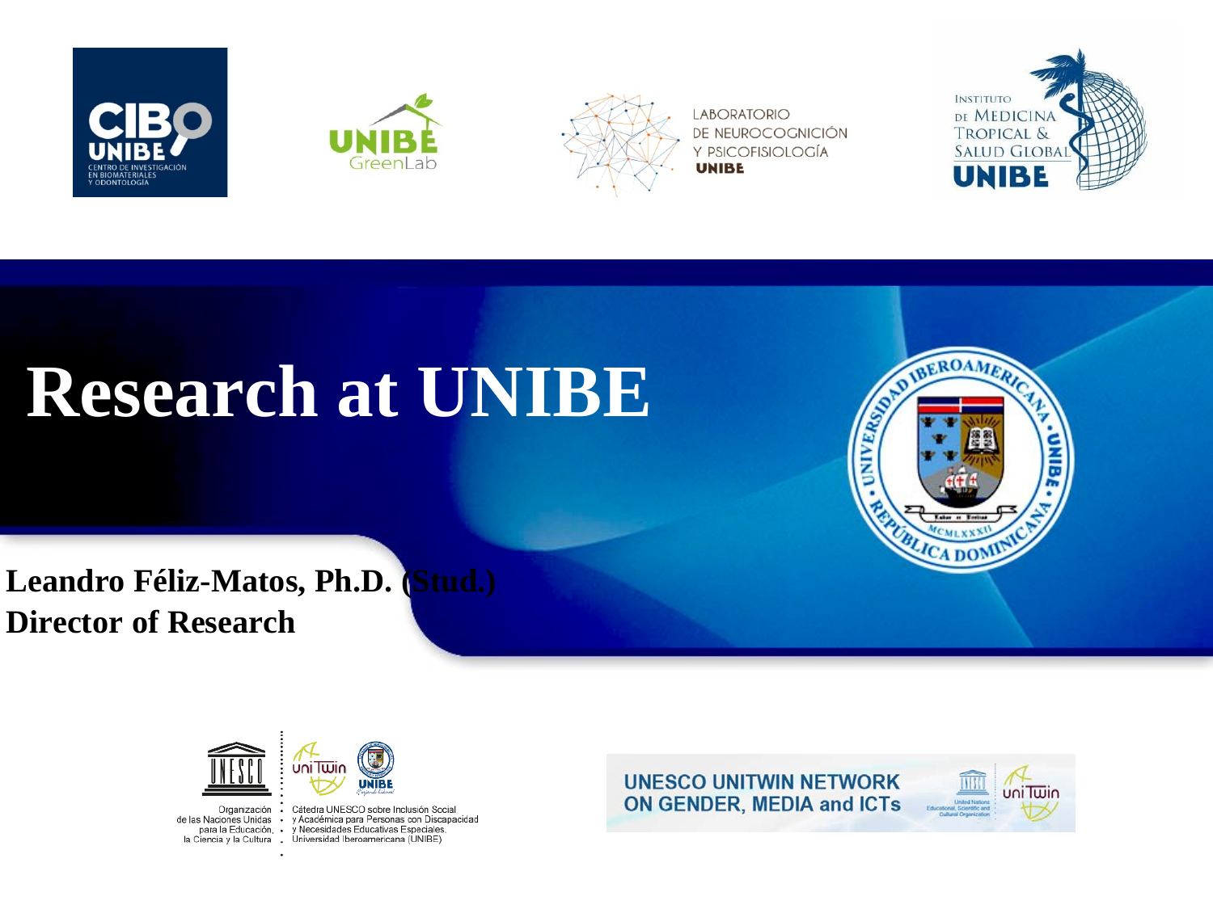CIBO UNIBE
CENTRO DE INVESTIGACIÓN EN BIOMATERIALES Y ODONTOLOGÍA

UNIBE GreenLab

LABORATORIO DE NEUROCOGNICIÓN Y PSICOFISIOLOGÍA UNIBE

INSTITUTO DE MEDICINA TROPICAL & SALUD GLOBAL UNIBE

# Research at UNIBE

**Leandro Féliz-Matos, Ph.D. (Stud.)**
**Director of Research**

Organización de las Naciones Unidas para la Educación, la Ciencia y la Cultura

Cátedra UNESCO sobre Inclusión Social y Académica para Personas con Discapacidad y Necesidades Educativas Especiales. Universidad Iberoamericana (UNIBE)

UNESCO UNITWIN NETWORK ON GENDER, MEDIA and ICTs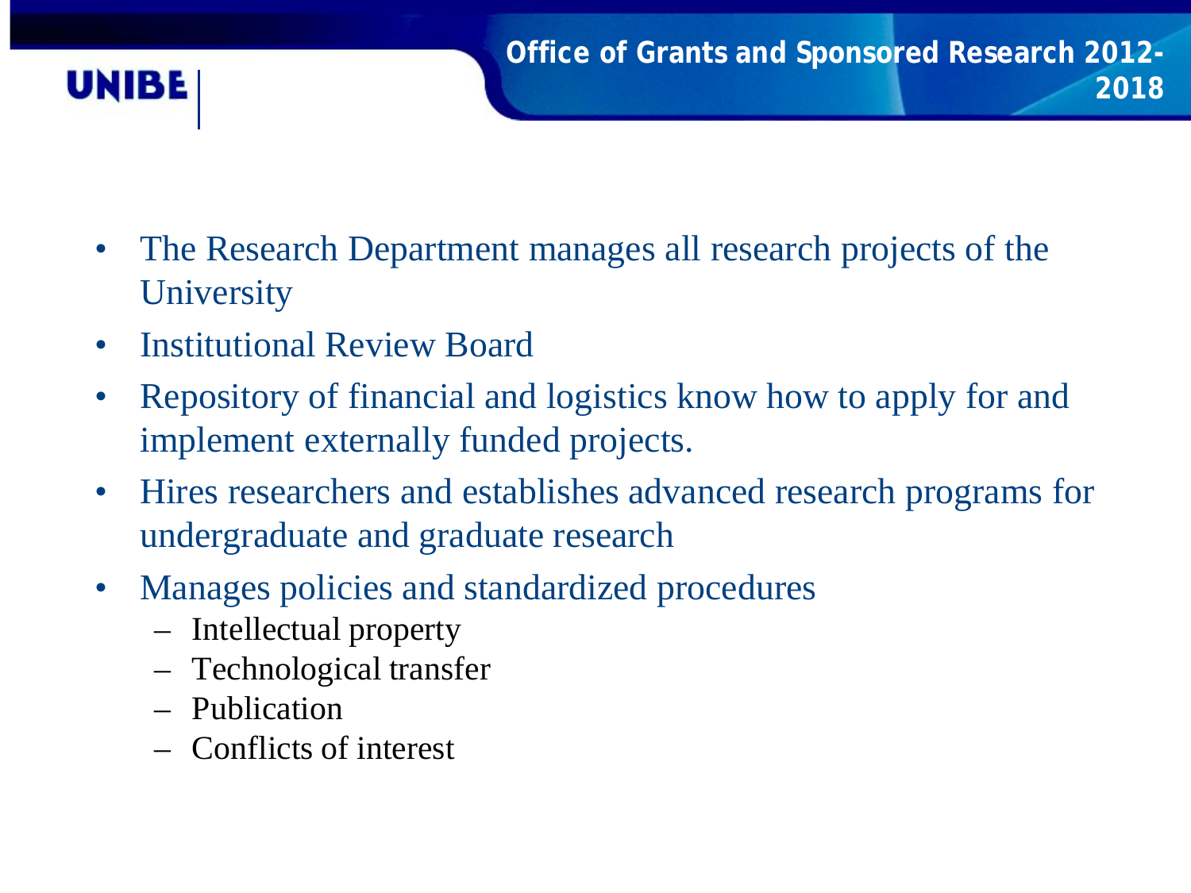# Office of Grants and Sponsored Research 2012-2018

- The Research Department manages all research projects of the University
- Institutional Review Board
- Repository of financial and logistics know how to apply for and implement externally funded projects.
- Hires researchers and establishes advanced research programs for undergraduate and graduate research
- Manages policies and standardized procedures
  - Intellectual property
  - Technological transfer
  - Publication
  - Conflicts of interest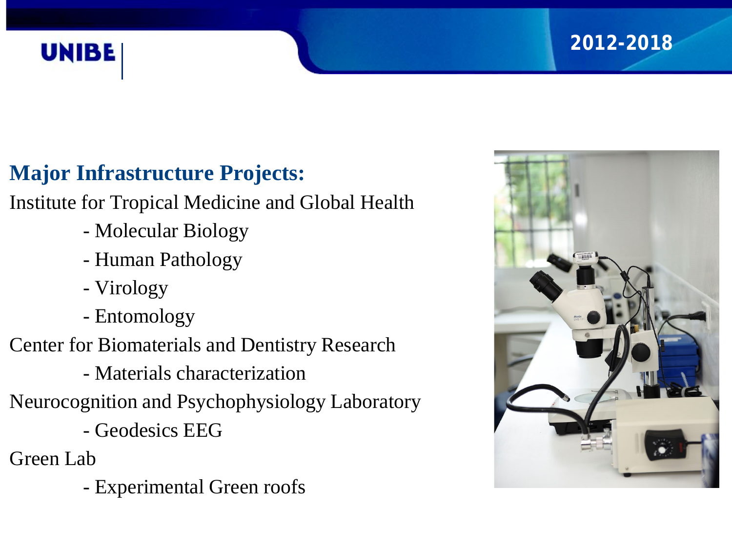UNIBE

2012-2018

## Major Infrastructure Projects:

Institute for Tropical Medicine and Global Health

- Molecular Biology
- Human Pathology
- Virology
- Entomology

Center for Biomaterials and Dentistry Research

- Materials characterization

Neurocognition and Psychophysiology Laboratory

- Geodesics EEG

Green Lab

- Experimental Green roofs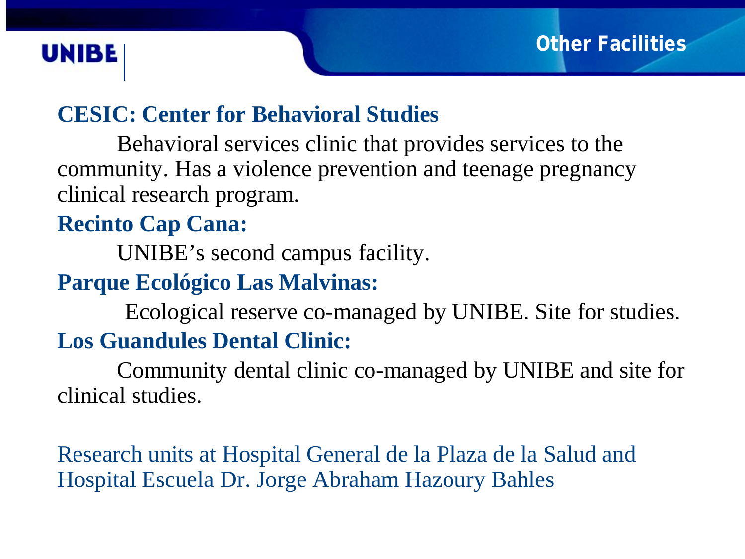# Other Facilities

**CESIC: Center for Behavioral Studies**

Behavioral services clinic that provides services to the community. Has a violence prevention and teenage pregnancy clinical research program.

**Recinto Cap Cana:**

UNIBE's second campus facility.

**Parque Ecológico Las Malvinas:**

Ecological reserve co-managed by UNIBE. Site for studies.

**Los Guandules Dental Clinic:**

Community dental clinic co-managed by UNIBE and site for clinical studies.

Research units at Hospital General de la Plaza de la Salud and Hospital Escuela Dr. Jorge Abraham Hazoury Bahles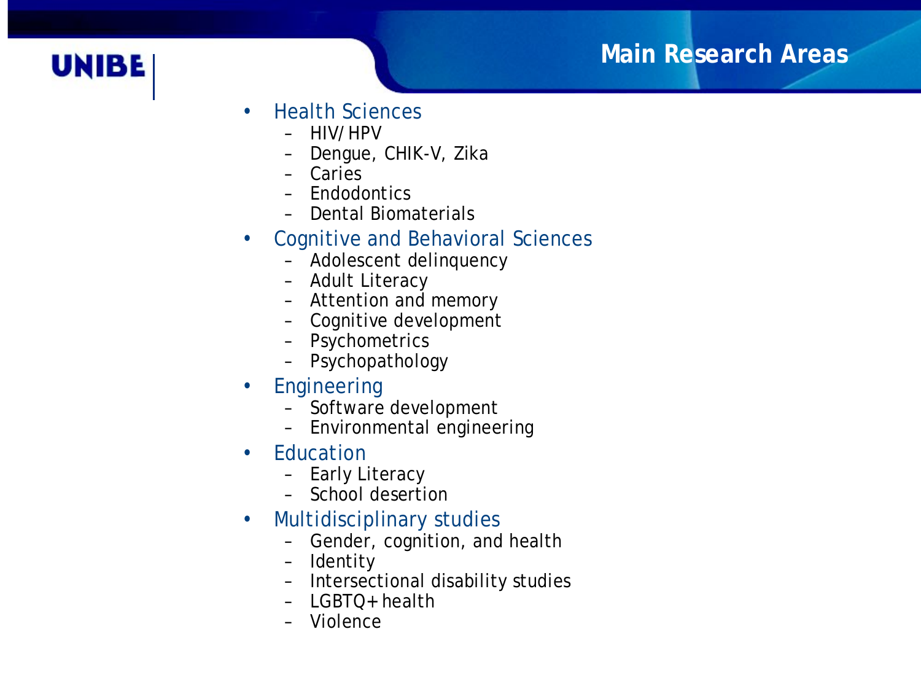# Main Research Areas

- Health Sciences
  - HIV/HPV
  - Dengue, CHIK-V, Zika
  - Caries
  - Endodontics
  - Dental Biomaterials
- Cognitive and Behavioral Sciences
  - Adolescent delinquency
  - Adult Literacy
  - Attention and memory
  - Cognitive development
  - Psychometrics
  - Psychopathology
- Engineering
  - Software development
  - Environmental engineering
- Education
  - Early Literacy
  - School desertion
- Multidisciplinary studies
  - Gender, cognition, and health
  - Identity
  - Intersectional disability studies
  - LGBTQ+ health
  - Violence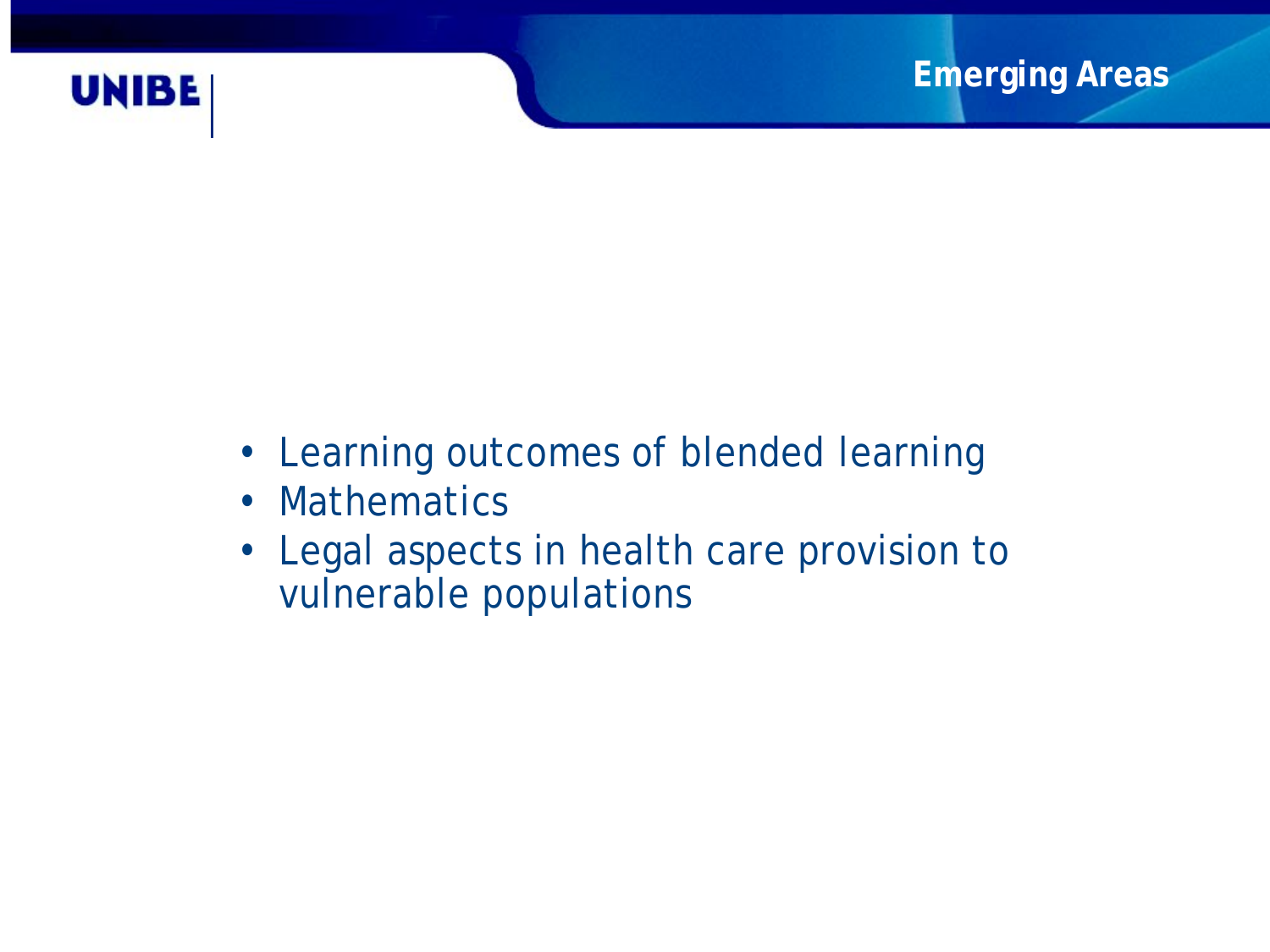## Emerging Areas

- Learning outcomes of blended learning
- Mathematics
- Legal aspects in health care provision to vulnerable populations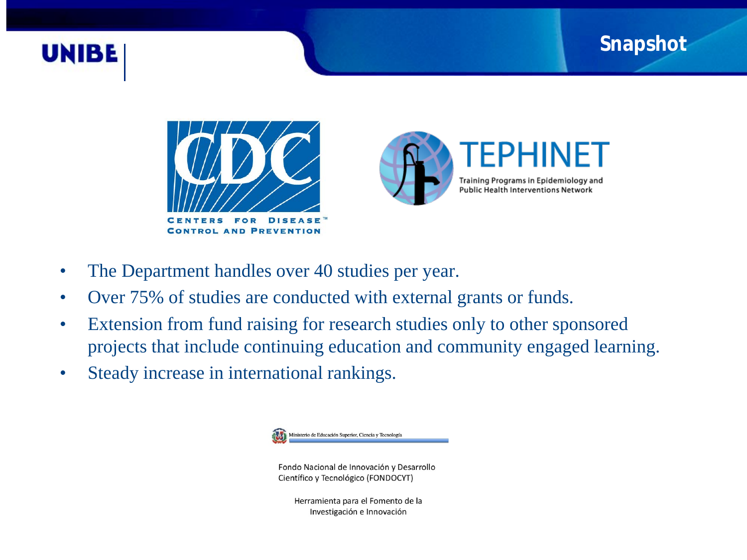# Snapshot

CENTERS FOR DISEASE CONTROL AND PREVENTION

TEPHINET

Training Programs in Epidemiology and Public Health Interventions Network

- The Department handles over 40 studies per year.
- Over 75% of studies are conducted with external grants or funds.
- Extension from fund raising for research studies only to other sponsored projects that include continuing education and community engaged learning.
- Steady increase in international rankings.

Ministerio de Educación Superior, Ciencia y Tecnología

Fondo Nacional de Innovación y Desarrollo Científico y Tecnológico (FONDOCYT)

Herramienta para el Fomento de la Investigación e Innovación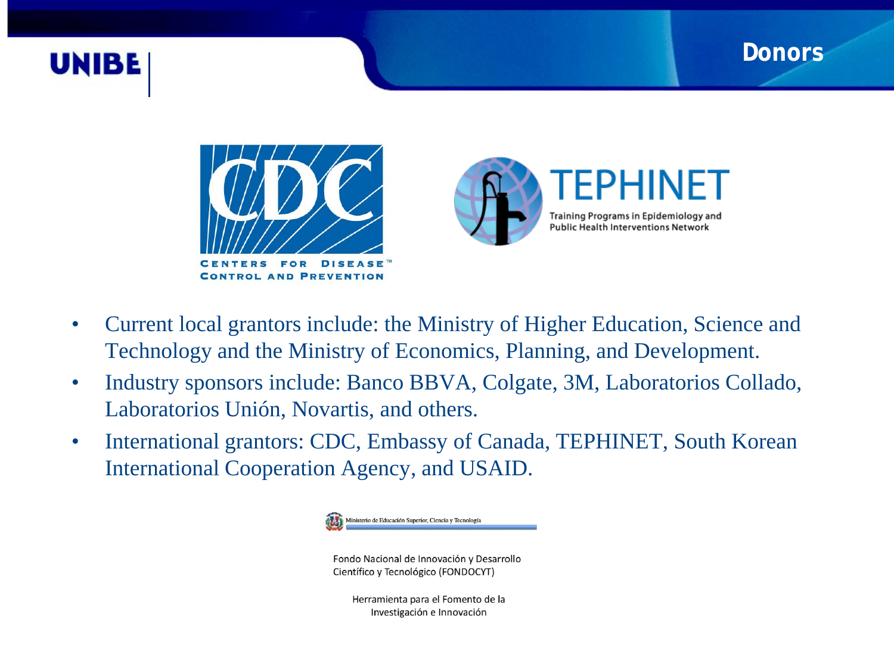# Donors

CDC

CENTERS FOR DISEASE CONTROL AND PREVENTION

TEPHINET

Training Programs in Epidemiology and Public Health Interventions Network

- Current local grantors include: the Ministry of Higher Education, Science and Technology and the Ministry of Economics, Planning, and Development.
- Industry sponsors include: Banco BBVA, Colgate, 3M, Laboratorios Collado, Laboratorios Unión, Novartis, and others.
- International grantors: CDC, Embassy of Canada, TEPHINET, South Korean International Cooperation Agency, and USAID.

Ministerio de Educación Superior, Ciencia y Tecnología

Fondo Nacional de Innovación y Desarrollo Científico y Tecnológico (FONDOCYT)

Herramienta para el Fomento de la Investigación e Innovación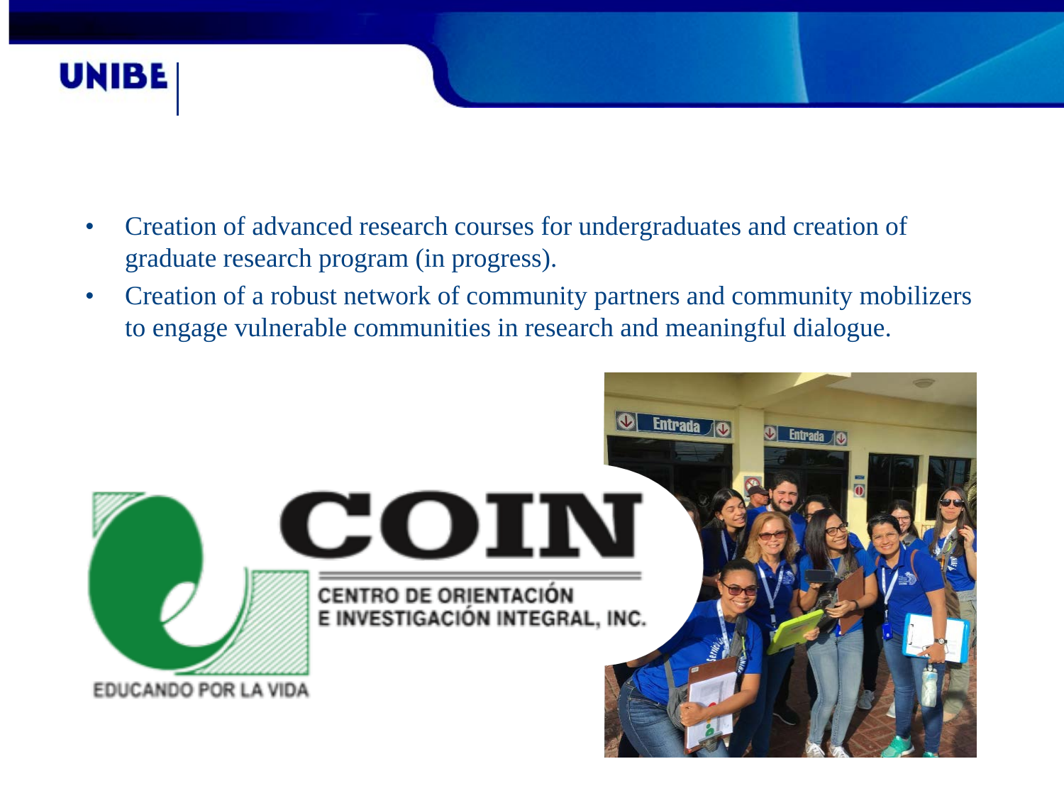- Creation of advanced research courses for undergraduates and creation of graduate research program (in progress).
- Creation of a robust network of community partners and community mobilizers to engage vulnerable communities in research and meaningful dialogue.

COIN

CENTRO DE ORIENTACIÓN E INVESTIGACIÓN INTEGRAL, INC.

EDUCANDO POR LA VIDA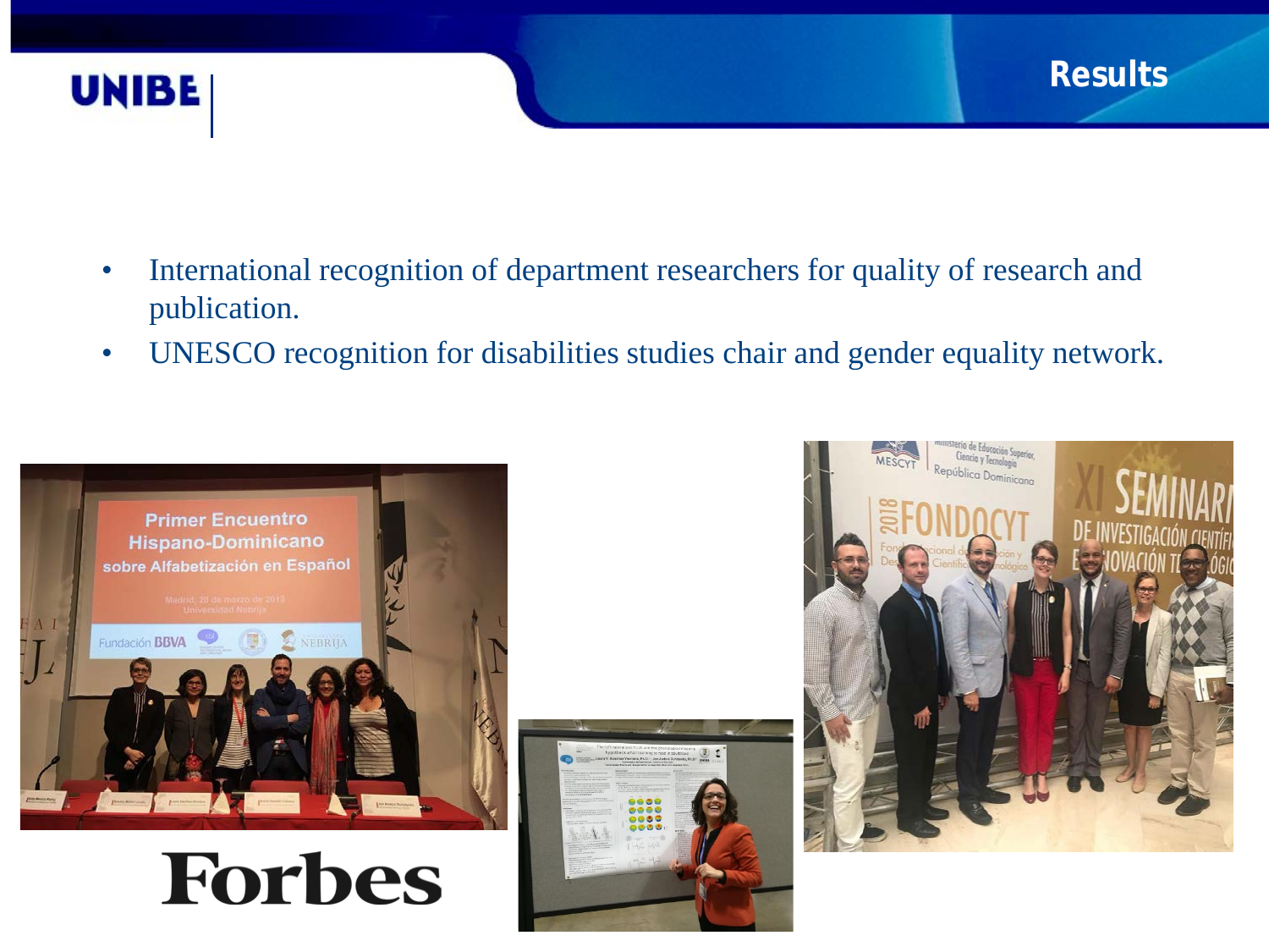## Results

- International recognition of department researchers for quality of research and publication.
- UNESCO recognition for disabilities studies chair and gender equality network.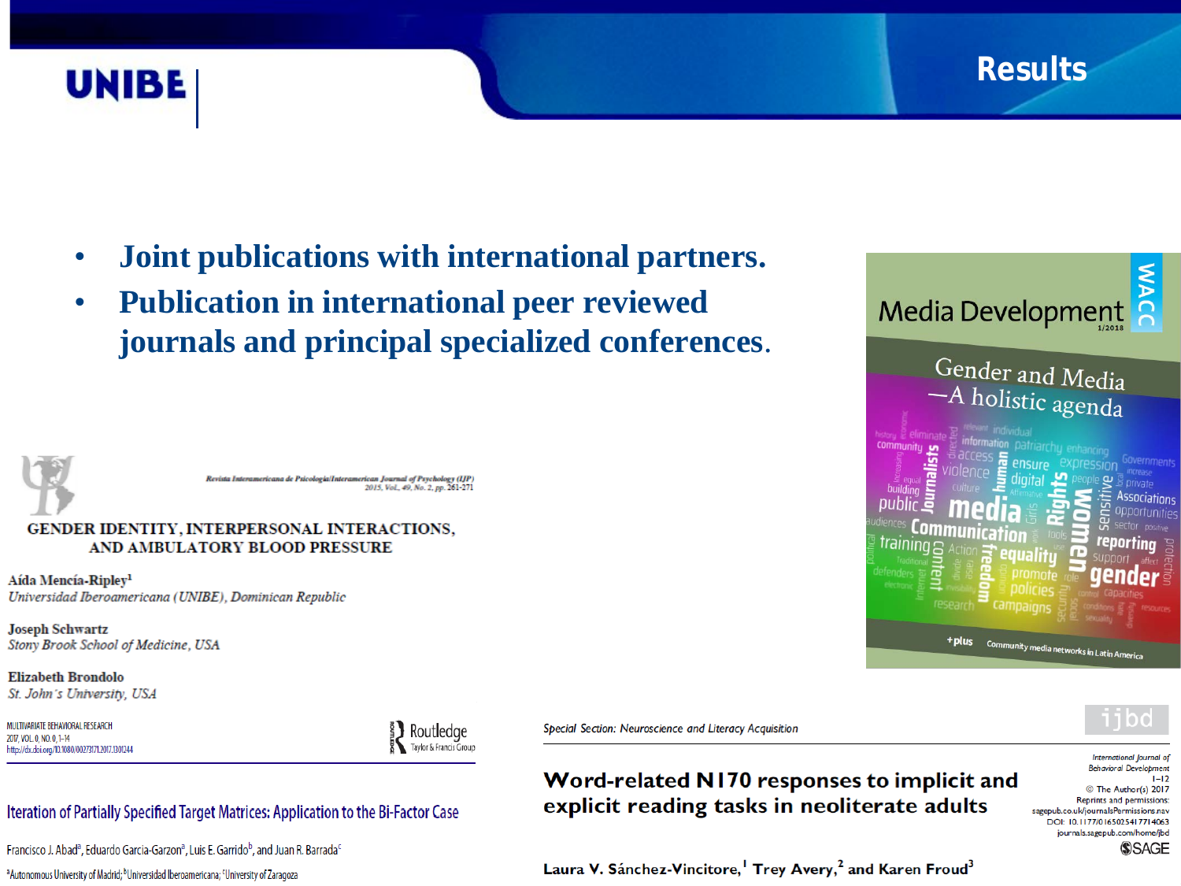UNIBE

# Results

- Joint publications with international partners.
- Publication in international peer reviewed journals and principal specialized conferences.

Media Development 1/2018

WACC

Gender and Media —A holistic agenda

+plus Community media networks in Latin America

Revista Interamericana de Psicología/Interamerican Journal of Psychology (IJP) 2015, Vol., 49, No. 2, pp. 261-271

GENDER IDENTITY, INTERPERSONAL INTERACTIONS, AND AMBULATORY BLOOD PRESSURE

Aída Mencía-Ripley[1]
*Universidad Iberoamericana (UNIBE), Dominican Republic*

Joseph Schwartz
*Stony Brook School of Medicine, USA*

Elizabeth Brondolo
*St. John's University, USA*

MULTIVARIATE BEHAVIORAL RESEARCH
2017, VOL. 0, NO. 0, 1–14
http://dx.doi.org/10.1080/00273171.2017.1301244

Routledge Taylor & Francis Group

Iteration of Partially Specified Target Matrices: Application to the Bi-Factor Case

Francisco J. Abad[a], Eduardo Garcia-Garzon[a], Luis E. Garrido[b], and Juan R. Barrada[c]

[a]Autonomous University of Madrid; [b]Universidad Iberoamericana; [c]University of Zaragoza

*Special Section: Neuroscience and Literacy Acquisition*

ijbd

Word-related N170 responses to implicit and explicit reading tasks in neoliterate adults

*International Journal of Behavioral Development*
1–12
© The Author(s) 2017
Reprints and permissions: sagepub.co.uk/journalsPermissions.nav
DOI: 10.1177/0165025417714063
journals.sagepub.com/home/jbd
SAGE

Laura V. Sánchez-Vincitore,[1] Trey Avery,[2] and Karen Froud[3]